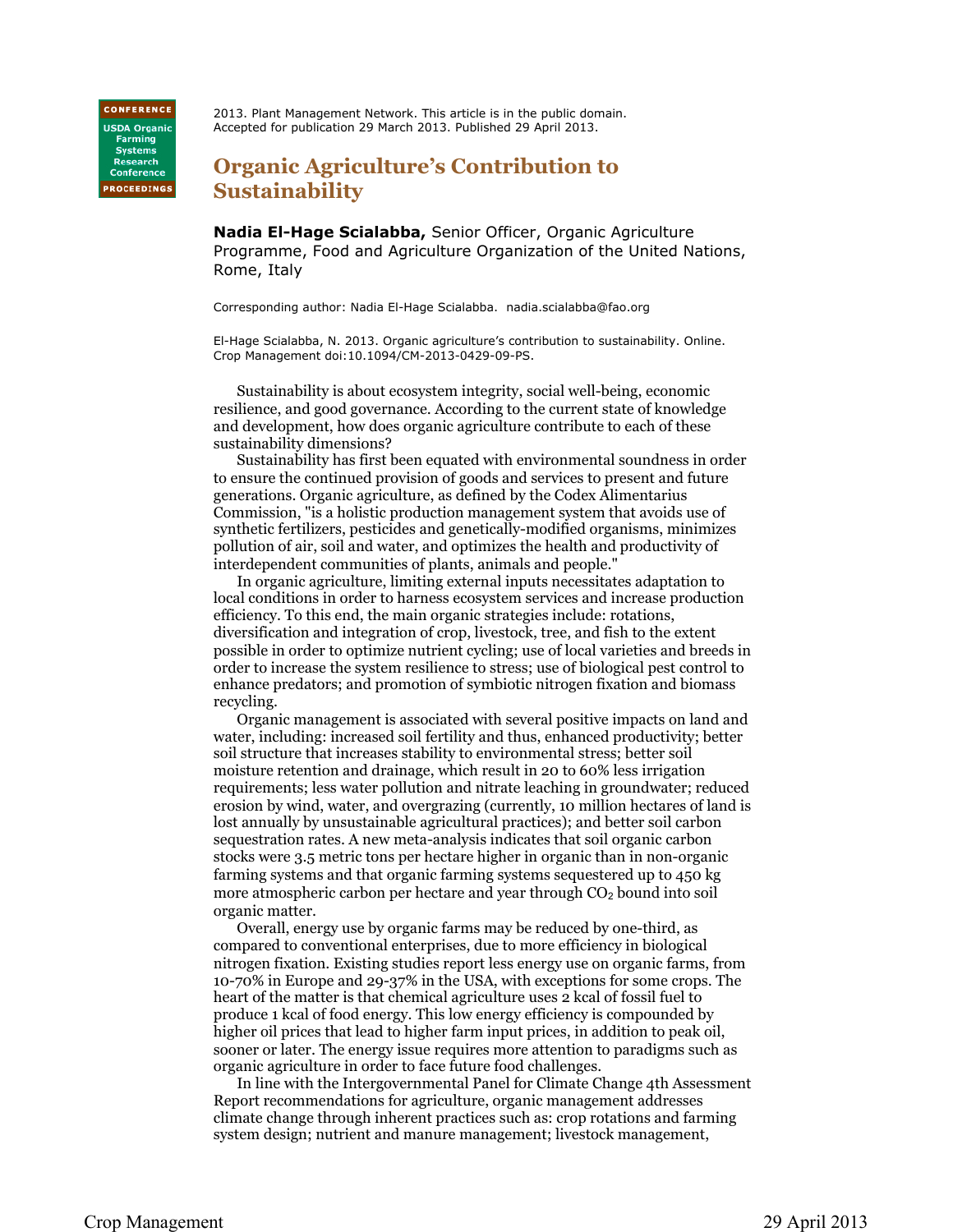CONFERENCE

USDA Organic Farming Systems Research Conference

PROCEEDINGS

2013. Plant Management Network. This article is in the public domain.
Accepted for publication 29 March 2013. Published 29 April 2013.

# Organic Agriculture's Contribution to Sustainability

**Nadia El-Hage Scialabba,** Senior Officer, Organic Agriculture Programme, Food and Agriculture Organization of the United Nations, Rome, Italy

Corresponding author: Nadia El-Hage Scialabba. nadia.scialabba@fao.org

El-Hage Scialabba, N. 2013. Organic agriculture's contribution to sustainability. Online. Crop Management doi:10.1094/CM-2013-0429-09-PS.

Sustainability is about ecosystem integrity, social well-being, economic resilience, and good governance. According to the current state of knowledge and development, how does organic agriculture contribute to each of these sustainability dimensions?

Sustainability has first been equated with environmental soundness in order to ensure the continued provision of goods and services to present and future generations. Organic agriculture, as defined by the Codex Alimentarius Commission, "is a holistic production management system that avoids use of synthetic fertilizers, pesticides and genetically-modified organisms, minimizes pollution of air, soil and water, and optimizes the health and productivity of interdependent communities of plants, animals and people."

In organic agriculture, limiting external inputs necessitates adaptation to local conditions in order to harness ecosystem services and increase production efficiency. To this end, the main organic strategies include: rotations, diversification and integration of crop, livestock, tree, and fish to the extent possible in order to optimize nutrient cycling; use of local varieties and breeds in order to increase the system resilience to stress; use of biological pest control to enhance predators; and promotion of symbiotic nitrogen fixation and biomass recycling.

Organic management is associated with several positive impacts on land and water, including: increased soil fertility and thus, enhanced productivity; better soil structure that increases stability to environmental stress; better soil moisture retention and drainage, which result in 20 to 60% less irrigation requirements; less water pollution and nitrate leaching in groundwater; reduced erosion by wind, water, and overgrazing (currently, 10 million hectares of land is lost annually by unsustainable agricultural practices); and better soil carbon sequestration rates. A new meta-analysis indicates that soil organic carbon stocks were 3.5 metric tons per hectare higher in organic than in non-organic farming systems and that organic farming systems sequestered up to 450 kg more atmospheric carbon per hectare and year through $CO_2$ bound into soil organic matter.

Overall, energy use by organic farms may be reduced by one-third, as compared to conventional enterprises, due to more efficiency in biological nitrogen fixation. Existing studies report less energy use on organic farms, from 10-70% in Europe and 29-37% in the USA, with exceptions for some crops. The heart of the matter is that chemical agriculture uses 2 kcal of fossil fuel to produce 1 kcal of food energy. This low energy efficiency is compounded by higher oil prices that lead to higher farm input prices, in addition to peak oil, sooner or later. The energy issue requires more attention to paradigms such as organic agriculture in order to face future food challenges.

In line with the Intergovernmental Panel for Climate Change 4th Assessment Report recommendations for agriculture, organic management addresses climate change through inherent practices such as: crop rotations and farming system design; nutrient and manure management; livestock management,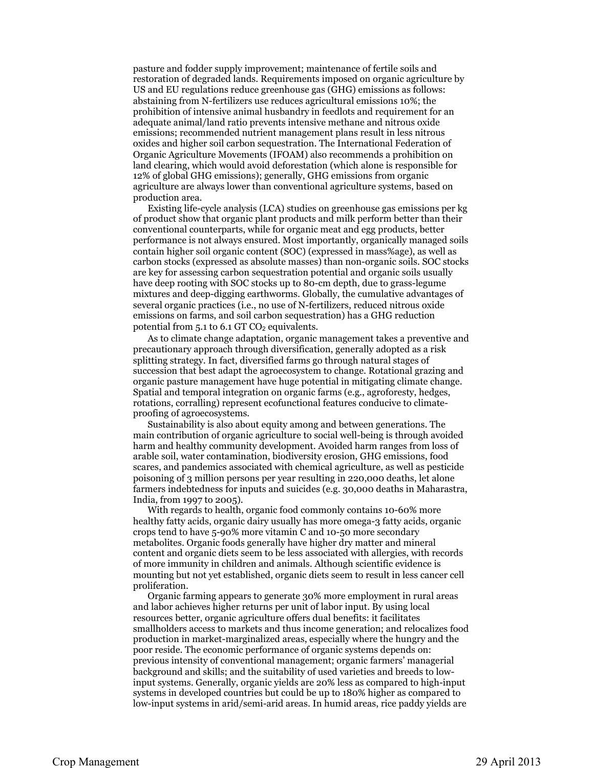pasture and fodder supply improvement; maintenance of fertile soils and restoration of degraded lands. Requirements imposed on organic agriculture by US and EU regulations reduce greenhouse gas (GHG) emissions as follows: abstaining from N-fertilizers use reduces agricultural emissions 10%; the prohibition of intensive animal husbandry in feedlots and requirement for an adequate animal/land ratio prevents intensive methane and nitrous oxide emissions; recommended nutrient management plans result in less nitrous oxides and higher soil carbon sequestration. The International Federation of Organic Agriculture Movements (IFOAM) also recommends a prohibition on land clearing, which would avoid deforestation (which alone is responsible for 12% of global GHG emissions); generally, GHG emissions from organic agriculture are always lower than conventional agriculture systems, based on production area.

Existing life-cycle analysis (LCA) studies on greenhouse gas emissions per kg of product show that organic plant products and milk perform better than their conventional counterparts, while for organic meat and egg products, better performance is not always ensured. Most importantly, organically managed soils contain higher soil organic content (SOC) (expressed in mass%age), as well as carbon stocks (expressed as absolute masses) than non-organic soils. SOC stocks are key for assessing carbon sequestration potential and organic soils usually have deep rooting with SOC stocks up to 80-cm depth, due to grass-legume mixtures and deep-digging earthworms. Globally, the cumulative advantages of several organic practices (i.e., no use of N-fertilizers, reduced nitrous oxide emissions on farms, and soil carbon sequestration) has a GHG reduction potential from 5.1 to 6.1 GT $CO_2$ equivalents.

As to climate change adaptation, organic management takes a preventive and precautionary approach through diversification, generally adopted as a risk splitting strategy. In fact, diversified farms go through natural stages of succession that best adapt the agroecosystem to change. Rotational grazing and organic pasture management have huge potential in mitigating climate change. Spatial and temporal integration on organic farms (e.g., agroforesty, hedges, rotations, corralling) represent ecofunctional features conducive to climate-proofing of agroecosystems.

Sustainability is also about equity among and between generations. The main contribution of organic agriculture to social well-being is through avoided harm and healthy community development. Avoided harm ranges from loss of arable soil, water contamination, biodiversity erosion, GHG emissions, food scares, and pandemics associated with chemical agriculture, as well as pesticide poisoning of 3 million persons per year resulting in 220,000 deaths, let alone farmers indebtedness for inputs and suicides (e.g. 30,000 deaths in Maharastra, India, from 1997 to 2005).

With regards to health, organic food commonly contains 10-60% more healthy fatty acids, organic dairy usually has more omega-3 fatty acids, organic crops tend to have 5-90% more vitamin C and 10-50 more secondary metabolites. Organic foods generally have higher dry matter and mineral content and organic diets seem to be less associated with allergies, with records of more immunity in children and animals. Although scientific evidence is mounting but not yet established, organic diets seem to result in less cancer cell proliferation.

Organic farming appears to generate 30% more employment in rural areas and labor achieves higher returns per unit of labor input. By using local resources better, organic agriculture offers dual benefits: it facilitates smallholders access to markets and thus income generation; and relocalizes food production in market-marginalized areas, especially where the hungry and the poor reside. The economic performance of organic systems depends on: previous intensity of conventional management; organic farmers' managerial background and skills; and the suitability of used varieties and breeds to low-input systems. Generally, organic yields are 20% less as compared to high-input systems in developed countries but could be up to 180% higher as compared to low-input systems in arid/semi-arid areas. In humid areas, rice paddy yields are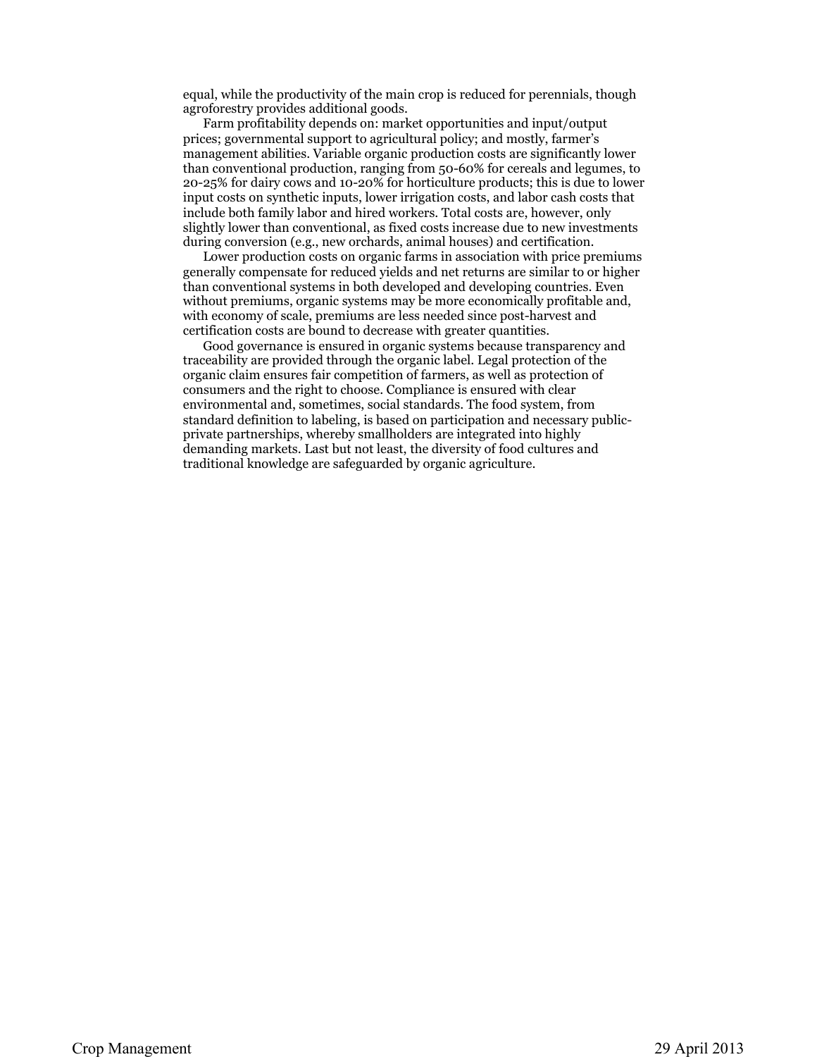equal, while the productivity of the main crop is reduced for perennials, though agroforestry provides additional goods.

Farm profitability depends on: market opportunities and input/output prices; governmental support to agricultural policy; and mostly, farmer's management abilities. Variable organic production costs are significantly lower than conventional production, ranging from 50-60% for cereals and legumes, to 20-25% for dairy cows and 10-20% for horticulture products; this is due to lower input costs on synthetic inputs, lower irrigation costs, and labor cash costs that include both family labor and hired workers. Total costs are, however, only slightly lower than conventional, as fixed costs increase due to new investments during conversion (e.g., new orchards, animal houses) and certification.

Lower production costs on organic farms in association with price premiums generally compensate for reduced yields and net returns are similar to or higher than conventional systems in both developed and developing countries. Even without premiums, organic systems may be more economically profitable and, with economy of scale, premiums are less needed since post-harvest and certification costs are bound to decrease with greater quantities.

Good governance is ensured in organic systems because transparency and traceability are provided through the organic label. Legal protection of the organic claim ensures fair competition of farmers, as well as protection of consumers and the right to choose. Compliance is ensured with clear environmental and, sometimes, social standards. The food system, from standard definition to labeling, is based on participation and necessary public-private partnerships, whereby smallholders are integrated into highly demanding markets. Last but not least, the diversity of food cultures and traditional knowledge are safeguarded by organic agriculture.